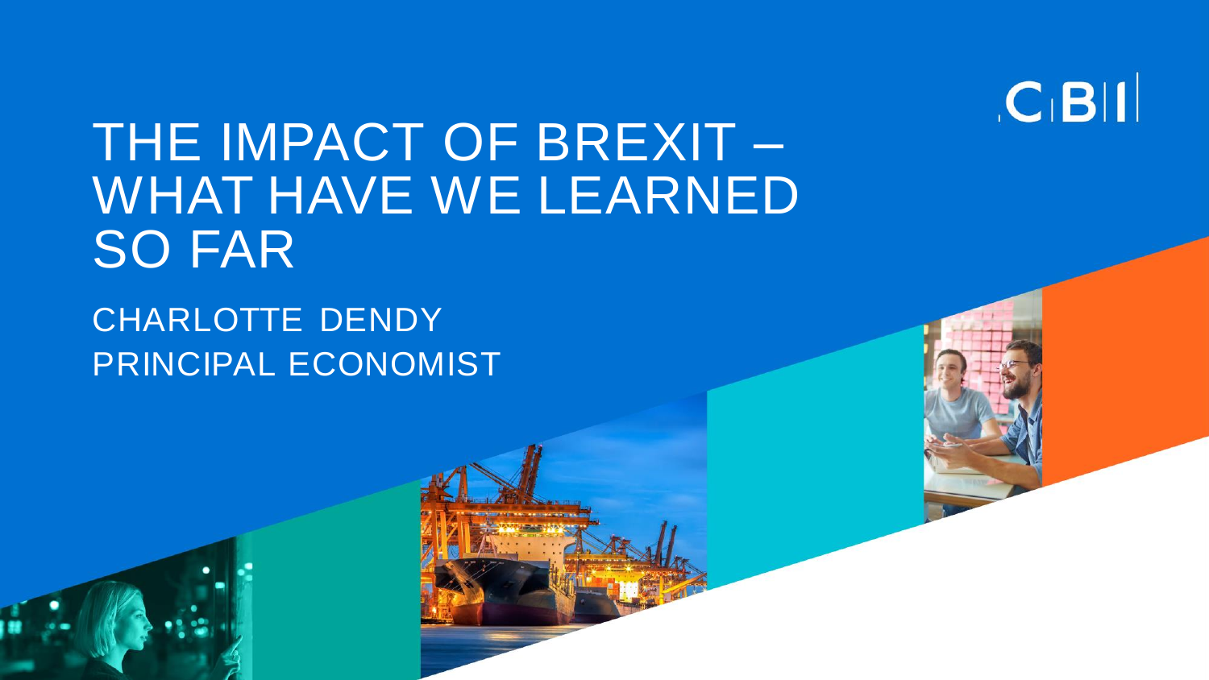CBI

# THE IMPACT OF BREXIT – WHAT HAVE WE LEARNED SO FAR

CHARLOTTE DENDY
PRINCIPAL ECONOMIST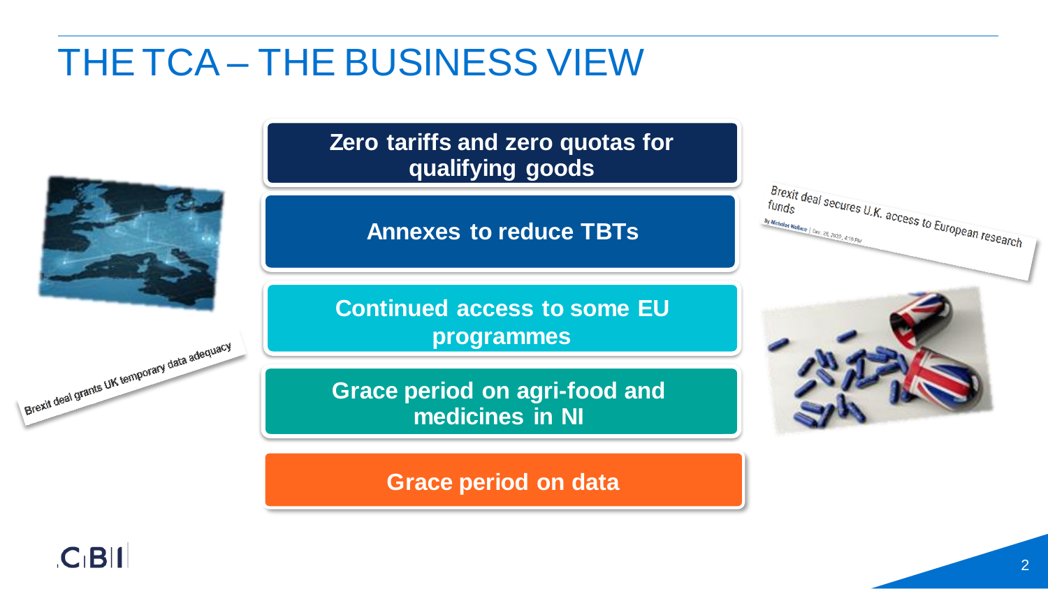# THE TCA – THE BUSINESS VIEW

- **Zero tariffs and zero quotas for qualifying goods**
- **Annexes to reduce TBTs**
- **Continued access to some EU programmes**
- **Grace period on agri-food and medicines in NI**
- **Grace period on data**

Brexit deal grants UK temporary data adequacy

Brexit deal secures U.K. access to European research funds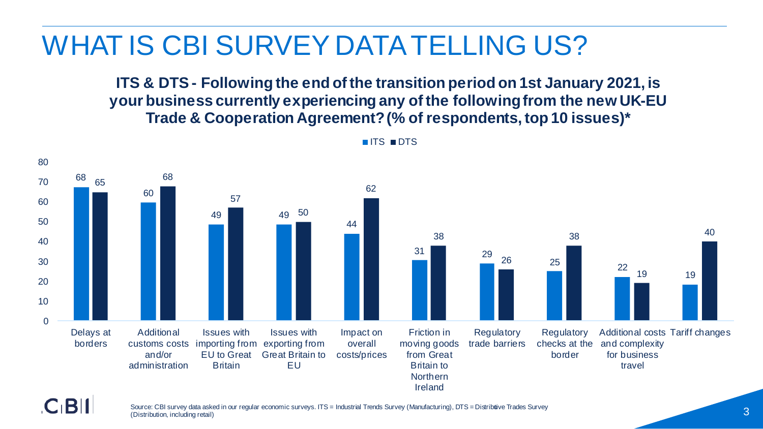# WHAT IS CBI SURVEY DATA TELLING US?

**ITS & DTS - Following the end of the transition period on 1st January 2021, is your business currently experiencing any of the following from the new UK-EU Trade & Cooperation Agreement? (% of respondents, top 10 issues)***

| Issue | ITS | DTS |
|---|---|---|
| Delays at borders | 68 | 65 |
| Additional customs costs and/or administration | 60 | 68 |
| Issues with importing from EU to Great Britain | 49 | 57 |
| Issues with exporting from Great Britain to EU | 49 | 50 |
| Impact on overall costs/prices | 44 | 62 |
| Friction in moving goods from Great Britain to Northern Ireland | 31 | 38 |
| Regulatory trade barriers | 29 | 26 |
| Regulatory checks at the border | 25 | 38 |
| Additional costs and complexity for business travel | 22 | 19 |
| Tariff changes | 19 | 40 |

Source: CBI survey data asked in our regular economic surveys. ITS = Industrial Trends Survey (Manufacturing), DTS = Distributive Trades Survey (Distribution, including retail)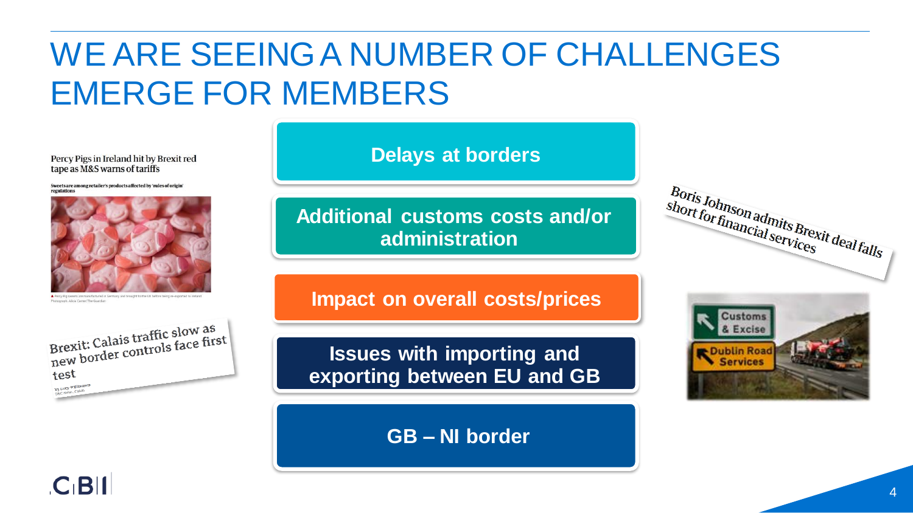# WE ARE SEEING A NUMBER OF CHALLENGES EMERGE FOR MEMBERS

Percy Pigs in Ireland hit by Brexit red tape as M&S warns of tariffs

Sweets are among retailer's products affected by 'rules of origin' regulations

Brexit: Calais traffic slow as new border controls face first test

- **Delays at borders**
- **Additional customs costs and/or administration**
- **Impact on overall costs/prices**
- **Issues with importing and exporting between EU and GB**
- **GB – NI border**

Boris Johnson admits Brexit deal falls short for financial services

Customs & Excise

Dublin Road Services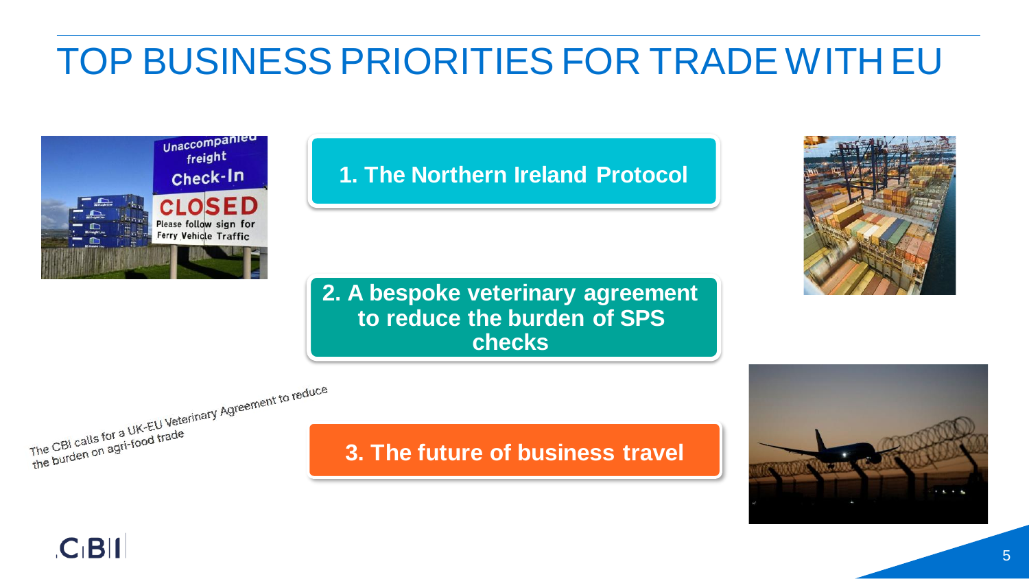# TOP BUSINESS PRIORITIES FOR TRADE WITH EU

**1. The Northern Ireland Protocol**

**2. A bespoke veterinary agreement to reduce the burden of SPS checks**

The CBI calls for a UK-EU Veterinary Agreement to reduce the burden on agri-food trade

**3. The future of business travel**